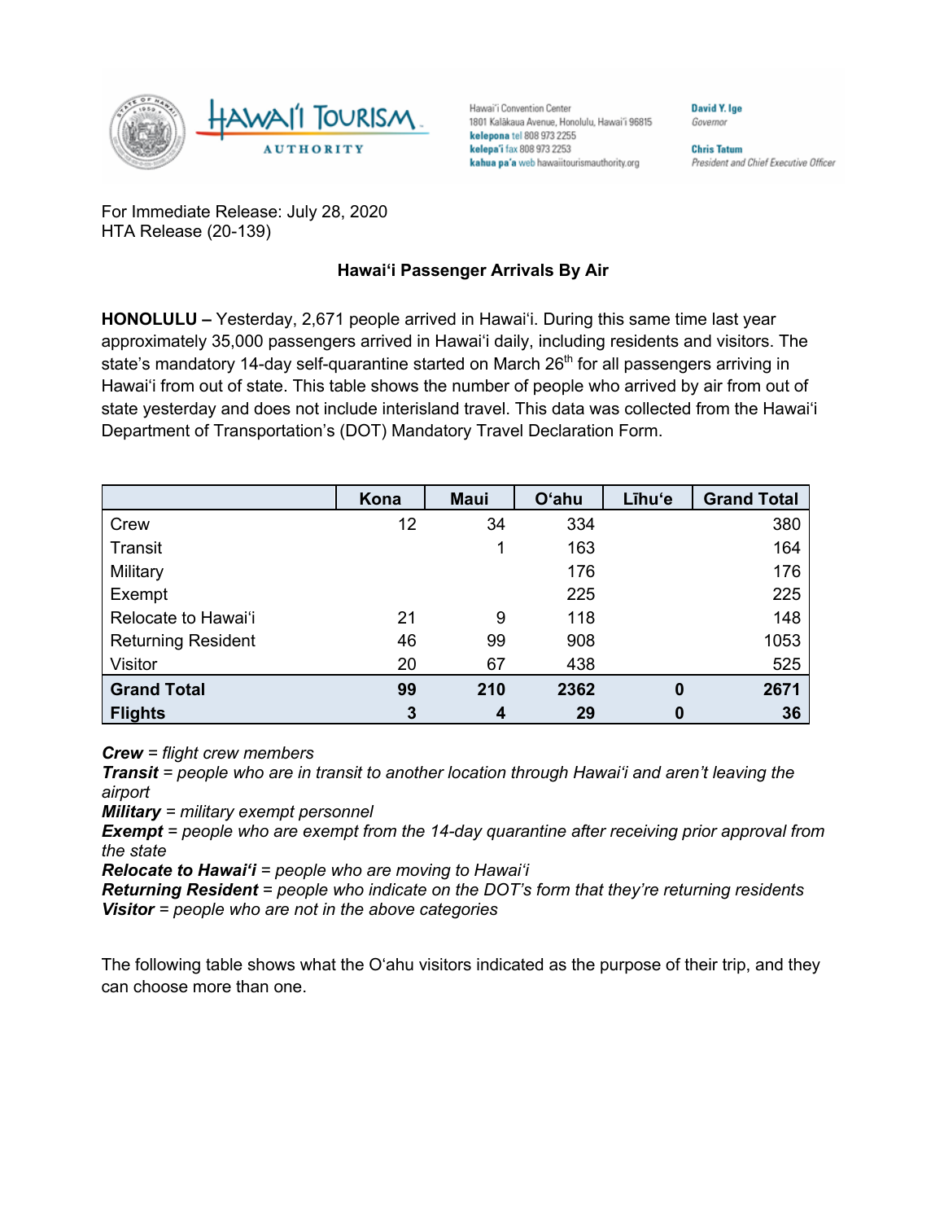Hawai'i Tourism Authority

Hawai'i Convention Center
1801 Kalākaua Avenue, Honolulu, Hawai'i 96815
**kelepona** tel 808 973 2255
**kelepa'i** fax 808 973 2253
**kahua pa'a** web hawaiitourismauthority.org

**David Y. Ige**
*Governor*

**Chris Tatum**
*President and Chief Executive Officer*

For Immediate Release: July 28, 2020
HTA Release (20-139)

## Hawaiʻi Passenger Arrivals By Air

**HONOLULU –** Yesterday, 2,671 people arrived in Hawaiʻi. During this same time last year approximately 35,000 passengers arrived in Hawaiʻi daily, including residents and visitors. The state's mandatory 14-day self-quarantine started on March 26th for all passengers arriving in Hawaiʻi from out of state. This table shows the number of people who arrived by air from out of state yesterday and does not include interisland travel. This data was collected from the Hawaiʻi Department of Transportation's (DOT) Mandatory Travel Declaration Form.

| | Kona | Maui | Oʻahu | Līhuʻe | Grand Total |
|---|---|---|---|---|---|
| Crew | 12 | 34 | 334 | | 380 |
| Transit | | 1 | 163 | | 164 |
| Military | | | 176 | | 176 |
| Exempt | | | 225 | | 225 |
| Relocate to Hawaiʻi | 21 | 9 | 118 | | 148 |
| Returning Resident | 46 | 99 | 908 | | 1053 |
| Visitor | 20 | 67 | 438 | | 525 |
| **Grand Total** | **99** | **210** | **2362** | **0** | **2671** |
| **Flights** | **3** | **4** | **29** | **0** | **36** |

***Crew*** *= flight crew members*
***Transit*** *= people who are in transit to another location through Hawaiʻi and aren't leaving the airport*
***Military*** *= military exempt personnel*
***Exempt*** *= people who are exempt from the 14-day quarantine after receiving prior approval from the state*
***Relocate to Hawaiʻi*** *= people who are moving to Hawaiʻi*
***Returning Resident*** *= people who indicate on the DOT's form that they're returning residents*
***Visitor*** *= people who are not in the above categories*

The following table shows what the Oʻahu visitors indicated as the purpose of their trip, and they can choose more than one.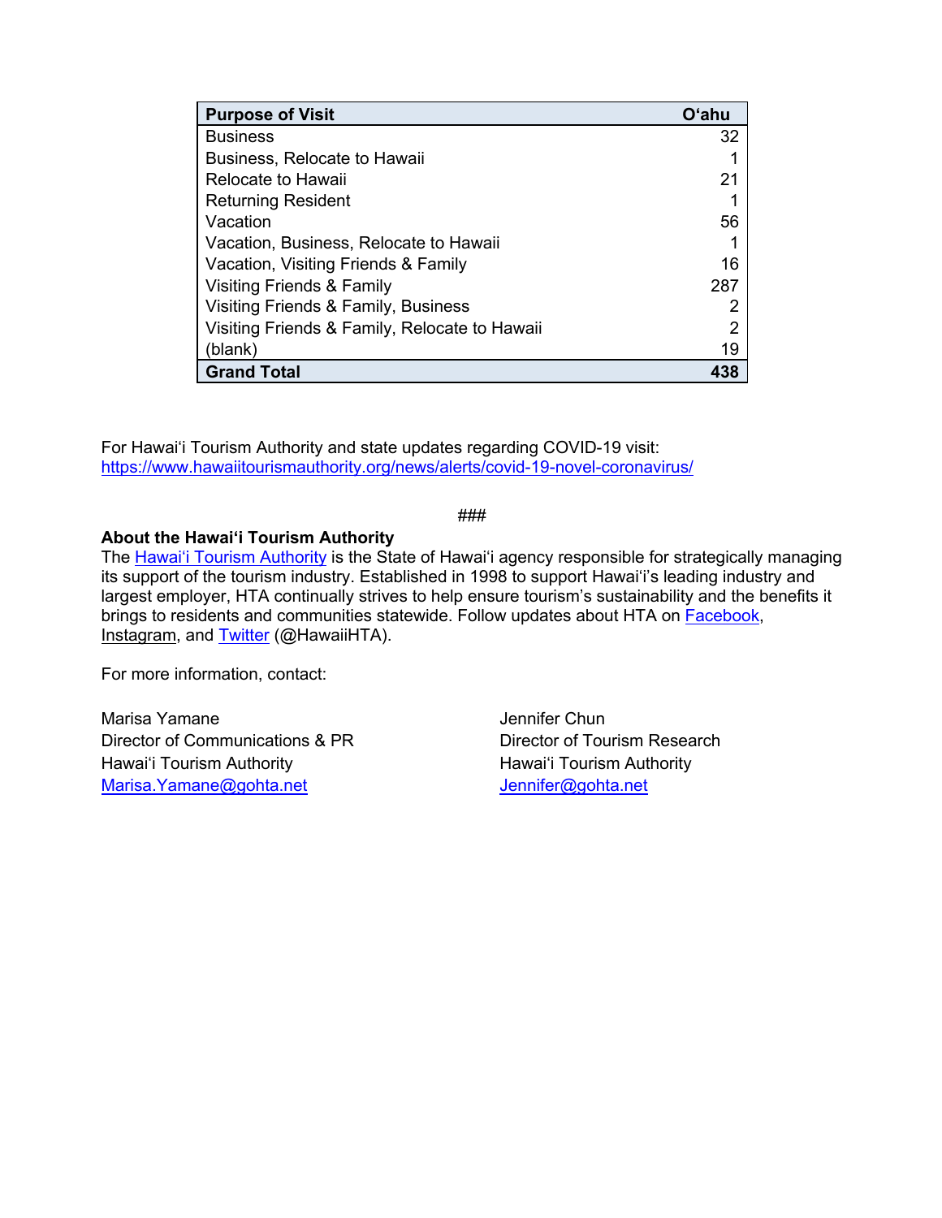| Purpose of Visit | O‘ahu |
|---|---|
| Business | 32 |
| Business, Relocate to Hawaii | 1 |
| Relocate to Hawaii | 21 |
| Returning Resident | 1 |
| Vacation | 56 |
| Vacation, Business, Relocate to Hawaii | 1 |
| Vacation, Visiting Friends & Family | 16 |
| Visiting Friends & Family | 287 |
| Visiting Friends & Family, Business | 2 |
| Visiting Friends & Family, Relocate to Hawaii | 2 |
| (blank) | 19 |
| **Grand Total** | **438** |

For Hawai‘i Tourism Authority and state updates regarding COVID-19 visit:
https://www.hawaiitourismauthority.org/news/alerts/covid-19-novel-coronavirus/

###

**About the Hawai‘i Tourism Authority**

The Hawai‘i Tourism Authority is the State of Hawai‘i agency responsible for strategically managing its support of the tourism industry. Established in 1998 to support Hawai‘i's leading industry and largest employer, HTA continually strives to help ensure tourism's sustainability and the benefits it brings to residents and communities statewide. Follow updates about HTA on Facebook, Instagram, and Twitter (@HawaiiHTA).

For more information, contact:

Marisa Yamane
Director of Communications & PR
Hawai‘i Tourism Authority
Marisa.Yamane@gohta.net

Jennifer Chun
Director of Tourism Research
Hawai‘i Tourism Authority
Jennifer@gohta.net